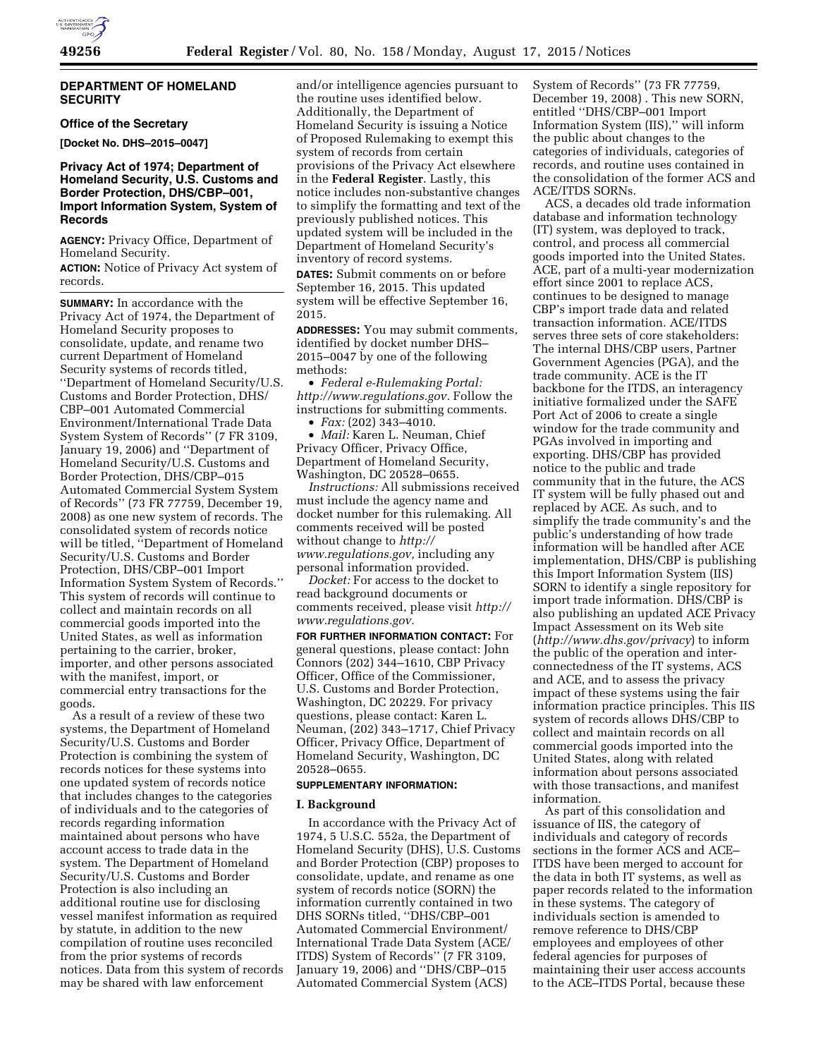## DEPARTMENT OF HOMELAND SECURITY

### Office of the Secretary

**[Docket No. DHS–2015–0047]**

### Privacy Act of 1974; Department of Homeland Security, U.S. Customs and Border Protection, DHS/CBP–001, Import Information System, System of Records

**AGENCY:** Privacy Office, Department of Homeland Security.

**ACTION:** Notice of Privacy Act system of records.

**SUMMARY:** In accordance with the Privacy Act of 1974, the Department of Homeland Security proposes to consolidate, update, and rename two current Department of Homeland Security systems of records titled, ''Department of Homeland Security/U.S. Customs and Border Protection, DHS/CBP–001 Automated Commercial Environment/International Trade Data System System of Records'' (7 FR 3109, January 19, 2006) and ''Department of Homeland Security/U.S. Customs and Border Protection, DHS/CBP–015 Automated Commercial System System of Records'' (73 FR 77759, December 19, 2008) as one new system of records. The consolidated system of records notice will be titled, ''Department of Homeland Security/U.S. Customs and Border Protection, DHS/CBP–001 Import Information System System of Records.'' This system of records will continue to collect and maintain records on all commercial goods imported into the United States, as well as information pertaining to the carrier, broker, importer, and other persons associated with the manifest, import, or commercial entry transactions for the goods.

As a result of a review of these two systems, the Department of Homeland Security/U.S. Customs and Border Protection is combining the system of records notices for these systems into one updated system of records notice that includes changes to the categories of individuals and to the categories of records regarding information maintained about persons who have account access to trade data in the system. The Department of Homeland Security/U.S. Customs and Border Protection is also including an additional routine use for disclosing vessel manifest information as required by statute, in addition to the new compilation of routine uses reconciled from the prior systems of records notices. Data from this system of records may be shared with law enforcement and/or intelligence agencies pursuant to the routine uses identified below. Additionally, the Department of Homeland Security is issuing a Notice of Proposed Rulemaking to exempt this system of records from certain provisions of the Privacy Act elsewhere in the **Federal Register**. Lastly, this notice includes non-substantive changes to simplify the formatting and text of the previously published notices. This updated system will be included in the Department of Homeland Security's inventory of record systems.

**DATES:** Submit comments on or before September 16, 2015. This updated system will be effective September 16, 2015.

**ADDRESSES:** You may submit comments, identified by docket number DHS–2015–0047 by one of the following methods:

- *Federal e-Rulemaking Portal: http://www.regulations.gov.* Follow the instructions for submitting comments.
- *Fax:* (202) 343–4010.
- *Mail:* Karen L. Neuman, Chief Privacy Officer, Privacy Office, Department of Homeland Security, Washington, DC 20528–0655.

*Instructions:* All submissions received must include the agency name and docket number for this rulemaking. All comments received will be posted without change to *http://www.regulations.gov,* including any personal information provided.

*Docket:* For access to the docket to read background documents or comments received, please visit *http://www.regulations.gov.*

**FOR FURTHER INFORMATION CONTACT:** For general questions, please contact: John Connors (202) 344–1610, CBP Privacy Officer, Office of the Commissioner, U.S. Customs and Border Protection, Washington, DC 20229. For privacy questions, please contact: Karen L. Neuman, (202) 343–1717, Chief Privacy Officer, Privacy Office, Department of Homeland Security, Washington, DC 20528–0655.

**SUPPLEMENTARY INFORMATION:**

### I. Background

In accordance with the Privacy Act of 1974, 5 U.S.C. 552a, the Department of Homeland Security (DHS), U.S. Customs and Border Protection (CBP) proposes to consolidate, update, and rename as one system of records notice (SORN) the information currently contained in two DHS SORNs titled, ''DHS/CBP–001 Automated Commercial Environment/International Trade Data System (ACE/ITDS) System of Records'' (7 FR 3109, January 19, 2006) and ''DHS/CBP–015 Automated Commercial System (ACS) System of Records'' (73 FR 77759, December 19, 2008) . This new SORN, entitled ''DHS/CBP–001 Import Information System (IIS),'' will inform the public about changes to the categories of individuals, categories of records, and routine uses contained in the consolidation of the former ACS and ACE/ITDS SORNs.

ACS, a decades old trade information database and information technology (IT) system, was deployed to track, control, and process all commercial goods imported into the United States. ACE, part of a multi-year modernization effort since 2001 to replace ACS, continues to be designed to manage CBP's import trade data and related transaction information. ACE/ITDS serves three sets of core stakeholders: The internal DHS/CBP users, Partner Government Agencies (PGA), and the trade community. ACE is the IT backbone for the ITDS, an interagency initiative formalized under the SAFE Port Act of 2006 to create a single window for the trade community and PGAs involved in importing and exporting. DHS/CBP has provided notice to the public and trade community that in the future, the ACS IT system will be fully phased out and replaced by ACE. As such, and to simplify the trade community's and the public's understanding of how trade information will be handled after ACE implementation, DHS/CBP is publishing this Import Information System (IIS) SORN to identify a single repository for import trade information. DHS/CBP is also publishing an updated ACE Privacy Impact Assessment on its Web site (*http://www.dhs.gov/privacy*) to inform the public of the operation and inter-connectedness of the IT systems, ACS and ACE, and to assess the privacy impact of these systems using the fair information practice principles. This IIS system of records allows DHS/CBP to collect and maintain records on all commercial goods imported into the United States, along with related information about persons associated with those transactions, and manifest information.

As part of this consolidation and issuance of IIS, the category of individuals and category of records sections in the former ACS and ACE–ITDS have been merged to account for the data in both IT systems, as well as paper records related to the information in these systems. The category of individuals section is amended to remove reference to DHS/CBP employees and employees of other federal agencies for purposes of maintaining their user access accounts to the ACE–ITDS Portal, because these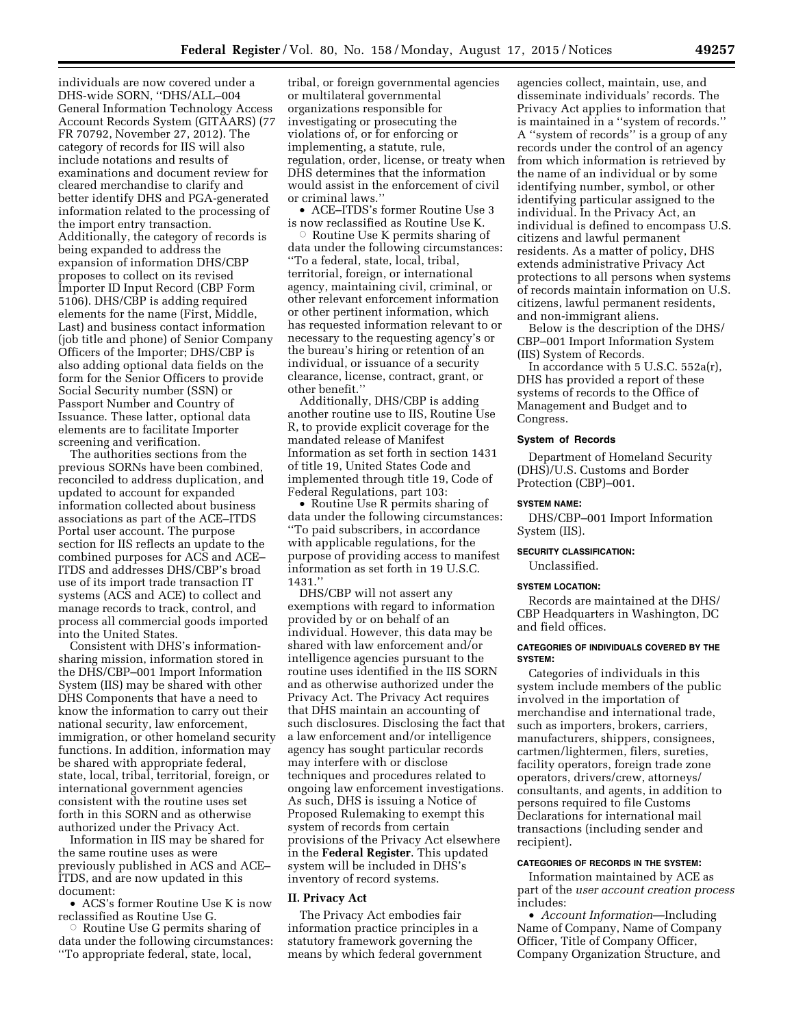individuals are now covered under a DHS-wide SORN, ''DHS/ALL–004 General Information Technology Access Account Records System (GITAARS) (77 FR 70792, November 27, 2012). The category of records for IIS will also include notations and results of examinations and document review for cleared merchandise to clarify and better identify DHS and PGA-generated information related to the processing of the import entry transaction. Additionally, the category of records is being expanded to address the expansion of information DHS/CBP proposes to collect on its revised Importer ID Input Record (CBP Form 5106). DHS/CBP is adding required elements for the name (First, Middle, Last) and business contact information (job title and phone) of Senior Company Officers of the Importer; DHS/CBP is also adding optional data fields on the form for the Senior Officers to provide Social Security number (SSN) or Passport Number and Country of Issuance. These latter, optional data elements are to facilitate Importer screening and verification.

The authorities sections from the previous SORNs have been combined, reconciled to address duplication, and updated to account for expanded information collected about business associations as part of the ACE–ITDS Portal user account. The purpose section for IIS reflects an update to the combined purposes for ACS and ACE–ITDS and addresses DHS/CBP's broad use of its import trade transaction IT systems (ACS and ACE) to collect and manage records to track, control, and process all commercial goods imported into the United States.

Consistent with DHS's information-sharing mission, information stored in the DHS/CBP–001 Import Information System (IIS) may be shared with other DHS Components that have a need to know the information to carry out their national security, law enforcement, immigration, or other homeland security functions. In addition, information may be shared with appropriate federal, state, local, tribal, territorial, foreign, or international government agencies consistent with the routine uses set forth in this SORN and as otherwise authorized under the Privacy Act.

Information in IIS may be shared for the same routine uses as were previously published in ACS and ACE–ITDS, and are now updated in this document:

- ACS's former Routine Use K is now reclassified as Routine Use G.
  - Routine Use G permits sharing of data under the following circumstances: ''To appropriate federal, state, local, tribal, or foreign governmental agencies or multilateral governmental organizations responsible for investigating or prosecuting the violations of, or for enforcing or implementing, a statute, rule, regulation, order, license, or treaty when DHS determines that the information would assist in the enforcement of civil or criminal laws.''
- ACE–ITDS's former Routine Use 3 is now reclassified as Routine Use K.
  - Routine Use K permits sharing of data under the following circumstances: ''To a federal, state, local, tribal, territorial, foreign, or international agency, maintaining civil, criminal, or other relevant enforcement information or other pertinent information, which has requested information relevant to or necessary to the requesting agency's or the bureau's hiring or retention of an individual, or issuance of a security clearance, license, contract, grant, or other benefit.''

Additionally, DHS/CBP is adding another routine use to IIS, Routine Use R, to provide explicit coverage for the mandated release of Manifest Information as set forth in section 1431 of title 19, United States Code and implemented through title 19, Code of Federal Regulations, part 103:

- Routine Use R permits sharing of data under the following circumstances: ''To paid subscribers, in accordance with applicable regulations, for the purpose of providing access to manifest information as set forth in 19 U.S.C. 1431.''

DHS/CBP will not assert any exemptions with regard to information provided by or on behalf of an individual. However, this data may be shared with law enforcement and/or intelligence agencies pursuant to the routine uses identified in the IIS SORN and as otherwise authorized under the Privacy Act. The Privacy Act requires that DHS maintain an accounting of such disclosures. Disclosing the fact that a law enforcement and/or intelligence agency has sought particular records may interfere with or disclose techniques and procedures related to ongoing law enforcement investigations. As such, DHS is issuing a Notice of Proposed Rulemaking to exempt this system of records from certain provisions of the Privacy Act elsewhere in the **Federal Register**. This updated system will be included in DHS's inventory of record systems.

## II. Privacy Act

The Privacy Act embodies fair information practice principles in a statutory framework governing the means by which federal government agencies collect, maintain, use, and disseminate individuals' records. The Privacy Act applies to information that is maintained in a ''system of records.'' A ''system of records'' is a group of any records under the control of an agency from which information is retrieved by the name of an individual or by some identifying number, symbol, or other identifying particular assigned to the individual. In the Privacy Act, an individual is defined to encompass U.S. citizens and lawful permanent residents. As a matter of policy, DHS extends administrative Privacy Act protections to all persons when systems of records maintain information on U.S. citizens, lawful permanent residents, and non-immigrant aliens.

Below is the description of the DHS/CBP–001 Import Information System (IIS) System of Records.

In accordance with 5 U.S.C. 552a(r), DHS has provided a report of these systems of records to the Office of Management and Budget and to Congress.

### System of Records

Department of Homeland Security (DHS)/U.S. Customs and Border Protection (CBP)–001.

#### SYSTEM NAME:

DHS/CBP–001 Import Information System (IIS).

#### SECURITY CLASSIFICATION:

Unclassified.

#### SYSTEM LOCATION:

Records are maintained at the DHS/CBP Headquarters in Washington, DC and field offices.

#### CATEGORIES OF INDIVIDUALS COVERED BY THE SYSTEM:

Categories of individuals in this system include members of the public involved in the importation of merchandise and international trade, such as importers, brokers, carriers, manufacturers, shippers, consignees, cartmen/lightermen, filers, sureties, facility operators, foreign trade zone operators, drivers/crew, attorneys/consultants, and agents, in addition to persons required to file Customs Declarations for international mail transactions (including sender and recipient).

#### CATEGORIES OF RECORDS IN THE SYSTEM:

Information maintained by ACE as part of the *user account creation process* includes:

- *Account Information*—Including Name of Company, Name of Company Officer, Title of Company Officer, Company Organization Structure, and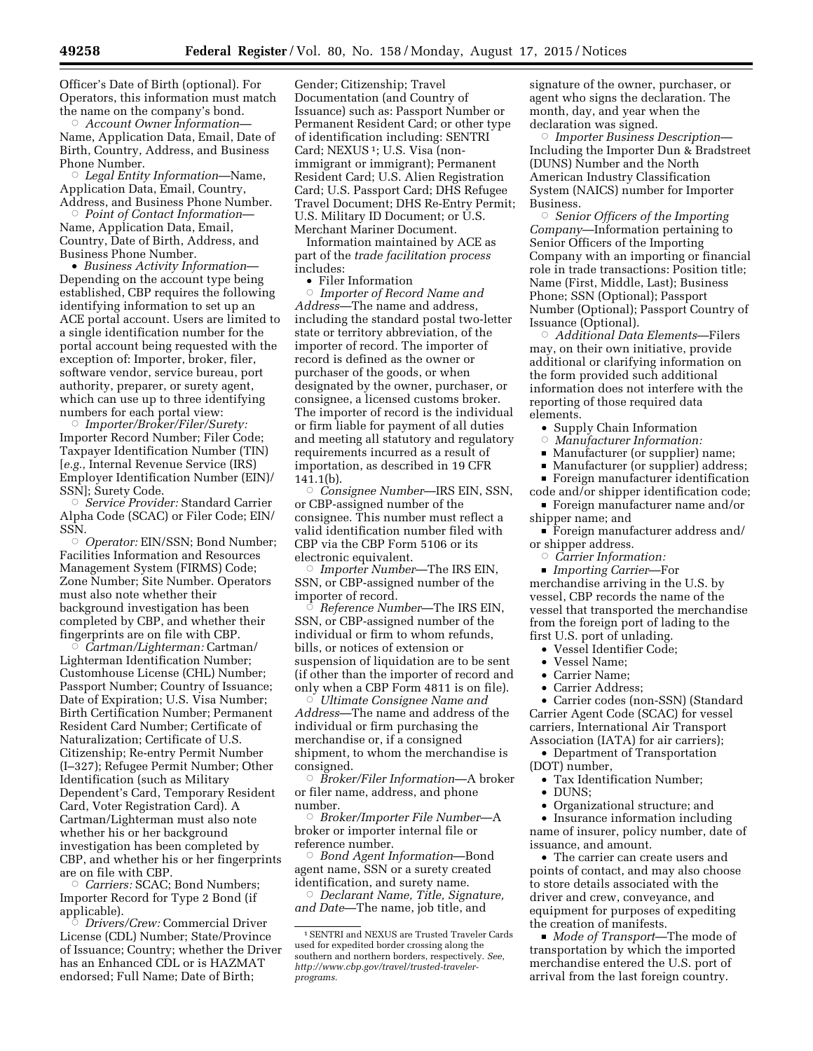Officer's Date of Birth (optional). For Operators, this information must match the name on the company's bond.

- *Account Owner Information*—Name, Application Data, Email, Date of Birth, Country, Address, and Business Phone Number.
- *Legal Entity Information*—Name, Application Data, Email, Country, Address, and Business Phone Number.
- *Point of Contact Information*—Name, Application Data, Email, Country, Date of Birth, Address, and Business Phone Number.

• *Business Activity Information*—Depending on the account type being established, CBP requires the following identifying information to set up an ACE portal account. Users are limited to a single identification number for the portal account being requested with the exception of: Importer, broker, filer, software vendor, service bureau, port authority, preparer, or surety agent, which can use up to three identifying numbers for each portal view:

- *Importer/Broker/Filer/Surety:* Importer Record Number; Filer Code; Taxpayer Identification Number (TIN) [*e.g.,* Internal Revenue Service (IRS) Employer Identification Number (EIN)/SSN]; Surety Code.
- *Service Provider:* Standard Carrier Alpha Code (SCAC) or Filer Code; EIN/SSN.
- *Operator:* EIN/SSN; Bond Number; Facilities Information and Resources Management System (FIRMS) Code; Zone Number; Site Number. Operators must also note whether their background investigation has been completed by CBP, and whether their fingerprints are on file with CBP.
- *Cartman/Lighterman:* Cartman/Lighterman Identification Number; Customhouse License (CHL) Number; Passport Number; Country of Issuance; Date of Expiration; U.S. Visa Number; Birth Certification Number; Permanent Resident Card Number; Certificate of Naturalization; Certificate of U.S. Citizenship; Re-entry Permit Number (I–327); Refugee Permit Number; Other Identification (such as Military Dependent's Card, Temporary Resident Card, Voter Registration Card). A Cartman/Lighterman must also note whether his or her background investigation has been completed by CBP, and whether his or her fingerprints are on file with CBP.
- *Carriers:* SCAC; Bond Numbers; Importer Record for Type 2 Bond (if applicable).
- *Drivers/Crew:* Commercial Driver License (CDL) Number; State/Province of Issuance; Country; whether the Driver has an Enhanced CDL or is HAZMAT endorsed; Full Name; Date of Birth; Gender; Citizenship; Travel Documentation (and Country of Issuance) such as: Passport Number or Permanent Resident Card; or other type of identification including: SENTRI Card; NEXUS [1]; U.S. Visa (non-immigrant or immigrant); Permanent Resident Card; U.S. Alien Registration Card; U.S. Passport Card; DHS Refugee Travel Document; DHS Re-Entry Permit; U.S. Military ID Document; or U.S. Merchant Mariner Document.

Information maintained by ACE as part of the *trade facilitation process* includes:

• Filer Information

- *Importer of Record Name and Address*—The name and address, including the standard postal two-letter state or territory abbreviation, of the importer of record. The importer of record is defined as the owner or purchaser of the goods, or when designated by the owner, purchaser, or consignee, a licensed customs broker. The importer of record is the individual or firm liable for payment of all duties and meeting all statutory and regulatory requirements incurred as a result of importation, as described in 19 CFR 141.1(b).
- *Consignee Number*—IRS EIN, SSN, or CBP-assigned number of the consignee. This number must reflect a valid identification number filed with CBP via the CBP Form 5106 or its electronic equivalent.
- *Importer Number*—The IRS EIN, SSN, or CBP-assigned number of the importer of record.
- *Reference Number*—The IRS EIN, SSN, or CBP-assigned number of the individual or firm to whom refunds, bills, or notices of extension or suspension of liquidation are to be sent (if other than the importer of record and only when a CBP Form 4811 is on file).
- *Ultimate Consignee Name and Address*—The name and address of the individual or firm purchasing the merchandise or, if a consigned shipment, to whom the merchandise is consigned.
- *Broker/Filer Information*—A broker or filer name, address, and phone number.
- *Broker/Importer File Number*—A broker or importer internal file or reference number.
- *Bond Agent Information*—Bond agent name, SSN or a surety created identification, and surety name.
- *Declarant Name, Title, Signature, and Date*—The name, job title, and signature of the owner, purchaser, or agent who signs the declaration. The month, day, and year when the declaration was signed.
- *Importer Business Description*—Including the Importer Dun & Bradstreet (DUNS) Number and the North American Industry Classification System (NAICS) number for Importer Business.
- *Senior Officers of the Importing Company*—Information pertaining to Senior Officers of the Importing Company with an importing or financial role in trade transactions: Position title; Name (First, Middle, Last); Business Phone; SSN (Optional); Passport Number (Optional); Passport Country of Issuance (Optional).
- *Additional Data Elements*—Filers may, on their own initiative, provide additional or clarifying information on the form provided such additional information does not interfere with the reporting of those required data elements.

• Supply Chain Information

- *Manufacturer Information:*
  - Manufacturer (or supplier) name;
  - Manufacturer (or supplier) address;
  - Foreign manufacturer identification code and/or shipper identification code;
  - Foreign manufacturer name and/or shipper name; and
  - Foreign manufacturer address and/or shipper address.
- *Carrier Information:*
  - *Importing Carrier*—For merchandise arriving in the U.S. by vessel, CBP records the name of the vessel that transported the merchandise from the foreign port of lading to the first U.S. port of unlading.

• Vessel Identifier Code;
• Vessel Name;
• Carrier Name;
• Carrier Address;
• Carrier codes (non-SSN) (Standard Carrier Agent Code (SCAC) for vessel carriers, International Air Transport Association (IATA) for air carriers);
• Department of Transportation (DOT) number,
• Tax Identification Number;
• DUNS;
• Organizational structure; and
• Insurance information including name of insurer, policy number, date of issuance, and amount.
• The carrier can create users and points of contact, and may also choose to store details associated with the driver and crew, conveyance, and equipment for purposes of expediting the creation of manifests.

- *Mode of Transport*—The mode of transportation by which the imported merchandise entered the U.S. port of arrival from the last foreign country.

[1] SENTRI and NEXUS are Trusted Traveler Cards used for expedited border crossing along the southern and northern borders, respectively. *See, http://www.cbp.gov/travel/trusted-traveler-programs.*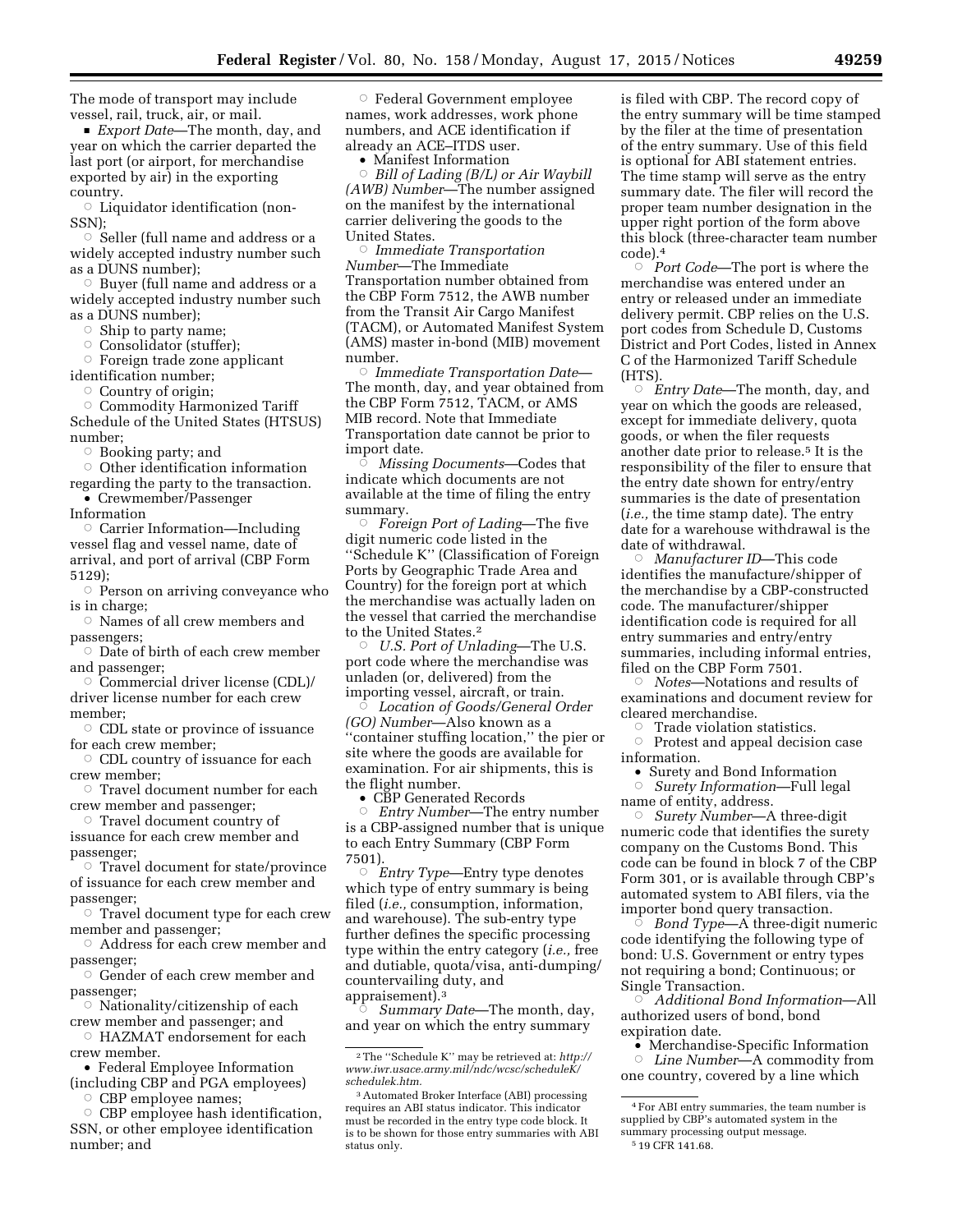The mode of transport may include vessel, rail, truck, air, or mail.

- *Export Date*—The month, day, and year on which the carrier departed the last port (or airport, for merchandise exported by air) in the exporting country.
  - ○ Liquidator identification (non-SSN);
  - ○ Seller (full name and address or a widely accepted industry number such as a DUNS number);
  - ○ Buyer (full name and address or a widely accepted industry number such as a DUNS number);
  - ○ Ship to party name;
  - ○ Consolidator (stuffer);
  - ○ Foreign trade zone applicant identification number;
  - ○ Country of origin;
  - ○ Commodity Harmonized Tariff Schedule of the United States (HTSUS) number;
  - ○ Booking party; and
  - ○ Other identification information regarding the party to the transaction.
- Crewmember/Passenger Information
  - ○ Carrier Information—Including vessel flag and vessel name, date of arrival, and port of arrival (CBP Form 5129);
  - ○ Person on arriving conveyance who is in charge;
  - ○ Names of all crew members and passengers;
  - ○ Date of birth of each crew member and passenger;
  - ○ Commercial driver license (CDL)/driver license number for each crew member;
  - ○ CDL state or province of issuance for each crew member;
  - ○ CDL country of issuance for each crew member;
  - ○ Travel document number for each crew member and passenger;
  - ○ Travel document country of issuance for each crew member and passenger;
  - ○ Travel document for state/province of issuance for each crew member and passenger;
  - ○ Travel document type for each crew member and passenger;
  - ○ Address for each crew member and passenger;
  - ○ Gender of each crew member and passenger;
  - ○ Nationality/citizenship of each crew member and passenger; and
  - ○ HAZMAT endorsement for each crew member.
- Federal Employee Information (including CBP and PGA employees)
  - ○ CBP employee names;
  - ○ CBP employee hash identification, SSN, or other employee identification number; and
  - ○ Federal Government employee names, work addresses, work phone numbers, and ACE identification if already an ACE–ITDS user.
- Manifest Information
  - ○ *Bill of Lading (B/L) or Air Waybill (AWB) Number*—The number assigned on the manifest by the international carrier delivering the goods to the United States.
  - ○ *Immediate Transportation Number*—The Immediate Transportation number obtained from the CBP Form 7512, the AWB number from the Transit Air Cargo Manifest (TACM), or Automated Manifest System (AMS) master in-bond (MIB) movement number.
  - ○ *Immediate Transportation Date*—The month, day, and year obtained from the CBP Form 7512, TACM, or AMS MIB record. Note that Immediate Transportation date cannot be prior to import date.
  - ○ *Missing Documents*—Codes that indicate which documents are not available at the time of filing the entry summary.
  - ○ *Foreign Port of Lading*—The five digit numeric code listed in the ''Schedule K'' (Classification of Foreign Ports by Geographic Trade Area and Country) for the foreign port at which the merchandise was actually laden on the vessel that carried the merchandise to the United States.[2]
  - ○ *U.S. Port of Unlading*—The U.S. port code where the merchandise was unladen (or, delivered) from the importing vessel, aircraft, or train.
  - ○ *Location of Goods/General Order (GO) Number*—Also known as a ''container stuffing location,'' the pier or site where the goods are available for examination. For air shipments, this is the flight number.
- CBP Generated Records
  - ○ *Entry Number*—The entry number is a CBP-assigned number that is unique to each Entry Summary (CBP Form 7501).
  - ○ *Entry Type*—Entry type denotes which type of entry summary is being filed (*i.e.,* consumption, information, and warehouse). The sub-entry type further defines the specific processing type within the entry category (*i.e.,* free and dutiable, quota/visa, anti-dumping/countervailing duty, and appraisement).[3]
  - ○ *Summary Date*—The month, day, and year on which the entry summary is filed with CBP. The record copy of the entry summary will be time stamped by the filer at the time of presentation of the entry summary. Use of this field is optional for ABI statement entries. The time stamp will serve as the entry summary date. The filer will record the proper team number designation in the upper right portion of the form above this block (three-character team number code).[4]
  - ○ *Port Code*—The port is where the merchandise was entered under an entry or released under an immediate delivery permit. CBP relies on the U.S. port codes from Schedule D, Customs District and Port Codes, listed in Annex C of the Harmonized Tariff Schedule (HTS).
  - ○ *Entry Date*—The month, day, and year on which the goods are released, except for immediate delivery, quota goods, or when the filer requests another date prior to release.[5] It is the responsibility of the filer to ensure that the entry date shown for entry/entry summaries is the date of presentation (*i.e.,* the time stamp date). The entry date for a warehouse withdrawal is the date of withdrawal.
  - ○ *Manufacturer ID*—This code identifies the manufacture/shipper of the merchandise by a CBP-constructed code. The manufacturer/shipper identification code is required for all entry summaries and entry/entry summaries, including informal entries, filed on the CBP Form 7501.
  - ○ *Notes*—Notations and results of examinations and document review for cleared merchandise.
  - ○ Trade violation statistics.
  - ○ Protest and appeal decision case information.
- Surety and Bond Information
  - ○ *Surety Information*—Full legal name of entity, address.
  - ○ *Surety Number*—A three-digit numeric code that identifies the surety company on the Customs Bond. This code can be found in block 7 of the CBP Form 301, or is available through CBP's automated system to ABI filers, via the importer bond query transaction.
  - ○ *Bond Type*—A three-digit numeric code identifying the following type of bond: U.S. Government or entry types not requiring a bond; Continuous; or Single Transaction.
  - ○ *Additional Bond Information*—All authorized users of bond, bond expiration date.
- Merchandise-Specific Information
  - ○ *Line Number*—A commodity from one country, covered by a line which

---

[2] The ''Schedule K'' may be retrieved at: *http://www.iwr.usace.army.mil/ndc/wcsc/scheduleK/schedulek.htm.*

[3] Automated Broker Interface (ABI) processing requires an ABI status indicator. This indicator must be recorded in the entry type code block. It is to be shown for those entry summaries with ABI status only.

[4] For ABI entry summaries, the team number is supplied by CBP's automated system in the summary processing output message.

[5] 19 CFR 141.68.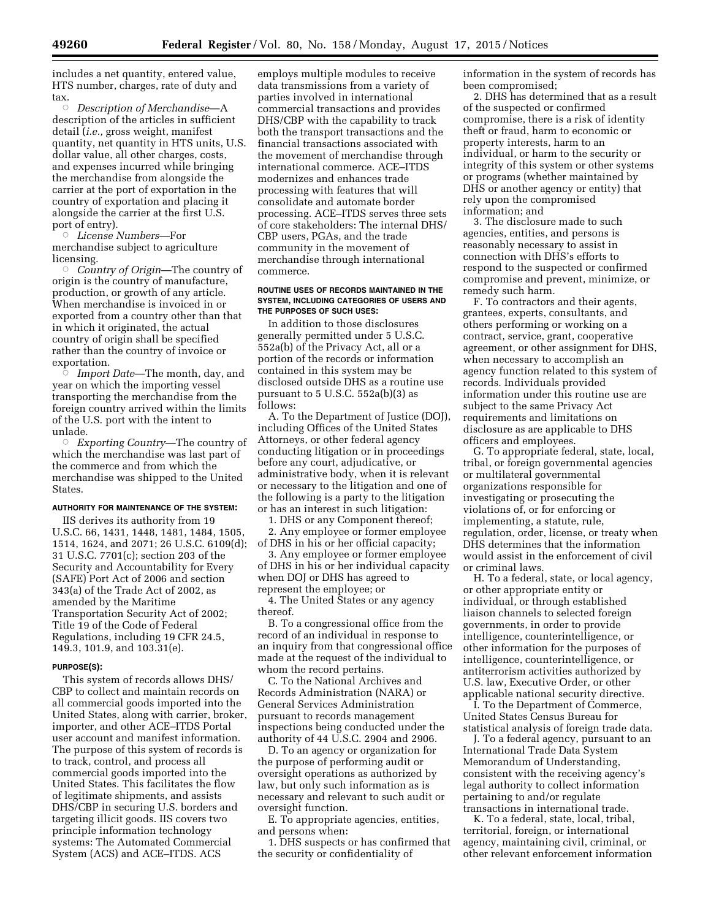includes a net quantity, entered value, HTS number, charges, rate of duty and tax.

- *Description of Merchandise*—A description of the articles in sufficient detail (*i.e.,* gross weight, manifest quantity, net quantity in HTS units, U.S. dollar value, all other charges, costs, and expenses incurred while bringing the merchandise from alongside the carrier at the port of exportation in the country of exportation and placing it alongside the carrier at the first U.S. port of entry).
- *License Numbers*—For merchandise subject to agriculture licensing.
- *Country of Origin*—The country of origin is the country of manufacture, production, or growth of any article. When merchandise is invoiced in or exported from a country other than that in which it originated, the actual country of origin shall be specified rather than the country of invoice or exportation.
- *Import Date*—The month, day, and year on which the importing vessel transporting the merchandise from the foreign country arrived within the limits of the U.S. port with the intent to unlade.
- *Exporting Country*—The country of which the merchandise was last part of the commerce and from which the merchandise was shipped to the United States.

#### AUTHORITY FOR MAINTENANCE OF THE SYSTEM:

IIS derives its authority from 19 U.S.C. 66, 1431, 1448, 1481, 1484, 1505, 1514, 1624, and 2071; 26 U.S.C. 6109(d); 31 U.S.C. 7701(c); section 203 of the Security and Accountability for Every (SAFE) Port Act of 2006 and section 343(a) of the Trade Act of 2002, as amended by the Maritime Transportation Security Act of 2002; Title 19 of the Code of Federal Regulations, including 19 CFR 24.5, 149.3, 101.9, and 103.31(e).

#### PURPOSE(S):

This system of records allows DHS/CBP to collect and maintain records on all commercial goods imported into the United States, along with carrier, broker, importer, and other ACE–ITDS Portal user account and manifest information. The purpose of this system of records is to track, control, and process all commercial goods imported into the United States. This facilitates the flow of legitimate shipments, and assists DHS/CBP in securing U.S. borders and targeting illicit goods. IIS covers two principle information technology systems: The Automated Commercial System (ACS) and ACE–ITDS. ACS employs multiple modules to receive data transmissions from a variety of parties involved in international commercial transactions and provides DHS/CBP with the capability to track both the transport transactions and the financial transactions associated with the movement of merchandise through international commerce. ACE–ITDS modernizes and enhances trade processing with features that will consolidate and automate border processing. ACE–ITDS serves three sets of core stakeholders: The internal DHS/CBP users, PGAs, and the trade community in the movement of merchandise through international commerce.

#### ROUTINE USES OF RECORDS MAINTAINED IN THE SYSTEM, INCLUDING CATEGORIES OF USERS AND THE PURPOSES OF SUCH USES:

In addition to those disclosures generally permitted under 5 U.S.C. 552a(b) of the Privacy Act, all or a portion of the records or information contained in this system may be disclosed outside DHS as a routine use pursuant to 5 U.S.C. 552a(b)(3) as follows:

A. To the Department of Justice (DOJ), including Offices of the United States Attorneys, or other federal agency conducting litigation or in proceedings before any court, adjudicative, or administrative body, when it is relevant or necessary to the litigation and one of the following is a party to the litigation or has an interest in such litigation:

1. DHS or any Component thereof;
2. Any employee or former employee of DHS in his or her official capacity;
3. Any employee or former employee of DHS in his or her individual capacity when DOJ or DHS has agreed to represent the employee; or
4. The United States or any agency thereof.

B. To a congressional office from the record of an individual in response to an inquiry from that congressional office made at the request of the individual to whom the record pertains.

C. To the National Archives and Records Administration (NARA) or General Services Administration pursuant to records management inspections being conducted under the authority of 44 U.S.C. 2904 and 2906.

D. To an agency or organization for the purpose of performing audit or oversight operations as authorized by law, but only such information as is necessary and relevant to such audit or oversight function.

E. To appropriate agencies, entities, and persons when:

1. DHS suspects or has confirmed that the security or confidentiality of information in the system of records has been compromised;
2. DHS has determined that as a result of the suspected or confirmed compromise, there is a risk of identity theft or fraud, harm to economic or property interests, harm to an individual, or harm to the security or integrity of this system or other systems or programs (whether maintained by DHS or another agency or entity) that rely upon the compromised information; and
3. The disclosure made to such agencies, entities, and persons is reasonably necessary to assist in connection with DHS's efforts to respond to the suspected or confirmed compromise and prevent, minimize, or remedy such harm.

F. To contractors and their agents, grantees, experts, consultants, and others performing or working on a contract, service, grant, cooperative agreement, or other assignment for DHS, when necessary to accomplish an agency function related to this system of records. Individuals provided information under this routine use are subject to the same Privacy Act requirements and limitations on disclosure as are applicable to DHS officers and employees.

G. To appropriate federal, state, local, tribal, or foreign governmental agencies or multilateral governmental organizations responsible for investigating or prosecuting the violations of, or for enforcing or implementing, a statute, rule, regulation, order, license, or treaty when DHS determines that the information would assist in the enforcement of civil or criminal laws.

H. To a federal, state, or local agency, or other appropriate entity or individual, or through established liaison channels to selected foreign governments, in order to provide intelligence, counterintelligence, or other information for the purposes of intelligence, counterintelligence, or antiterrorism activities authorized by U.S. law, Executive Order, or other applicable national security directive.

I. To the Department of Commerce, United States Census Bureau for statistical analysis of foreign trade data.

J. To a federal agency, pursuant to an International Trade Data System Memorandum of Understanding, consistent with the receiving agency's legal authority to collect information pertaining to and/or regulate transactions in international trade.

K. To a federal, state, local, tribal, territorial, foreign, or international agency, maintaining civil, criminal, or other relevant enforcement information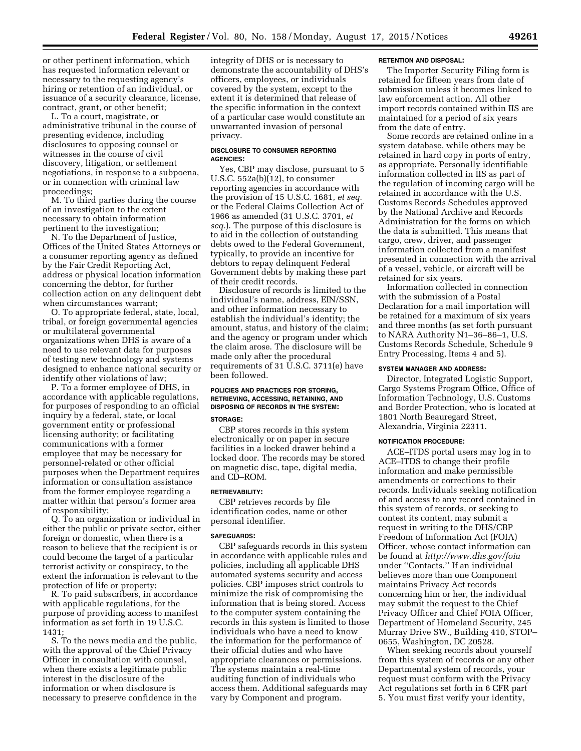or other pertinent information, which has requested information relevant or necessary to the requesting agency's hiring or retention of an individual, or issuance of a security clearance, license, contract, grant, or other benefit;

L. To a court, magistrate, or administrative tribunal in the course of presenting evidence, including disclosures to opposing counsel or witnesses in the course of civil discovery, litigation, or settlement negotiations, in response to a subpoena, or in connection with criminal law proceedings;

M. To third parties during the course of an investigation to the extent necessary to obtain information pertinent to the investigation;

N. To the Department of Justice, Offices of the United States Attorneys or a consumer reporting agency as defined by the Fair Credit Reporting Act, address or physical location information concerning the debtor, for further collection action on any delinquent debt when circumstances warrant;

O. To appropriate federal, state, local, tribal, or foreign governmental agencies or multilateral governmental organizations when DHS is aware of a need to use relevant data for purposes of testing new technology and systems designed to enhance national security or identify other violations of law;

P. To a former employee of DHS, in accordance with applicable regulations, for purposes of responding to an official inquiry by a federal, state, or local government entity or professional licensing authority; or facilitating communications with a former employee that may be necessary for personnel-related or other official purposes when the Department requires information or consultation assistance from the former employee regarding a matter within that person's former area of responsibility;

Q. To an organization or individual in either the public or private sector, either foreign or domestic, when there is a reason to believe that the recipient is or could become the target of a particular terrorist activity or conspiracy, to the extent the information is relevant to the protection of life or property;

R. To paid subscribers, in accordance with applicable regulations, for the purpose of providing access to manifest information as set forth in 19 U.S.C. 1431;

S. To the news media and the public, with the approval of the Chief Privacy Officer in consultation with counsel, when there exists a legitimate public interest in the disclosure of the information or when disclosure is necessary to preserve confidence in the integrity of DHS or is necessary to demonstrate the accountability of DHS's officers, employees, or individuals covered by the system, except to the extent it is determined that release of the specific information in the context of a particular case would constitute an unwarranted invasion of personal privacy.

#### DISCLOSURE TO CONSUMER REPORTING AGENCIES:

Yes, CBP may disclose, pursuant to 5 U.S.C. 552a(b)(12), to consumer reporting agencies in accordance with the provision of 15 U.S.C. 1681, *et seq.* or the Federal Claims Collection Act of 1966 as amended (31 U.S.C. 3701, *et seq.*). The purpose of this disclosure is to aid in the collection of outstanding debts owed to the Federal Government, typically, to provide an incentive for debtors to repay delinquent Federal Government debts by making these part of their credit records.

Disclosure of records is limited to the individual's name, address, EIN/SSN, and other information necessary to establish the individual's identity; the amount, status, and history of the claim; and the agency or program under which the claim arose. The disclosure will be made only after the procedural requirements of 31 U.S.C. 3711(e) have been followed.

#### POLICIES AND PRACTICES FOR STORING, RETRIEVING, ACCESSING, RETAINING, AND DISPOSING OF RECORDS IN THE SYSTEM:

#### STORAGE:

CBP stores records in this system electronically or on paper in secure facilities in a locked drawer behind a locked door. The records may be stored on magnetic disc, tape, digital media, and CD–ROM.

#### RETRIEVABILITY:

CBP retrieves records by file identification codes, name or other personal identifier.

#### SAFEGUARDS:

CBP safeguards records in this system in accordance with applicable rules and policies, including all applicable DHS automated systems security and access policies. CBP imposes strict controls to minimize the risk of compromising the information that is being stored. Access to the computer system containing the records in this system is limited to those individuals who have a need to know the information for the performance of their official duties and who have appropriate clearances or permissions. The systems maintain a real-time auditing function of individuals who access them. Additional safeguards may vary by Component and program.

#### RETENTION AND DISPOSAL:

The Importer Security Filing form is retained for fifteen years from date of submission unless it becomes linked to law enforcement action. All other import records contained within IIS are maintained for a period of six years from the date of entry.

Some records are retained online in a system database, while others may be retained in hard copy in ports of entry, as appropriate. Personally identifiable information collected in IIS as part of the regulation of incoming cargo will be retained in accordance with the U.S. Customs Records Schedules approved by the National Archive and Records Administration for the forms on which the data is submitted. This means that cargo, crew, driver, and passenger information collected from a manifest presented in connection with the arrival of a vessel, vehicle, or aircraft will be retained for six years.

Information collected in connection with the submission of a Postal Declaration for a mail importation will be retained for a maximum of six years and three months (as set forth pursuant to NARA Authority N1–36–86–1, U.S. Customs Records Schedule, Schedule 9 Entry Processing, Items 4 and 5).

#### SYSTEM MANAGER AND ADDRESS:

Director, Integrated Logistic Support, Cargo Systems Program Office, Office of Information Technology, U.S. Customs and Border Protection, who is located at 1801 North Beauregard Street, Alexandria, Virginia 22311.

#### NOTIFICATION PROCEDURE:

ACE–ITDS portal users may log in to ACE–ITDS to change their profile information and make permissible amendments or corrections to their records. Individuals seeking notification of and access to any record contained in this system of records, or seeking to contest its content, may submit a request in writing to the DHS/CBP Freedom of Information Act (FOIA) Officer, whose contact information can be found at *http://www.dhs.gov/foia* under "Contacts." If an individual believes more than one Component maintains Privacy Act records concerning him or her, the individual may submit the request to the Chief Privacy Officer and Chief FOIA Officer, Department of Homeland Security, 245 Murray Drive SW., Building 410, STOP–0655, Washington, DC 20528.

When seeking records about yourself from this system of records or any other Departmental system of records, your request must conform with the Privacy Act regulations set forth in 6 CFR part 5. You must first verify your identity,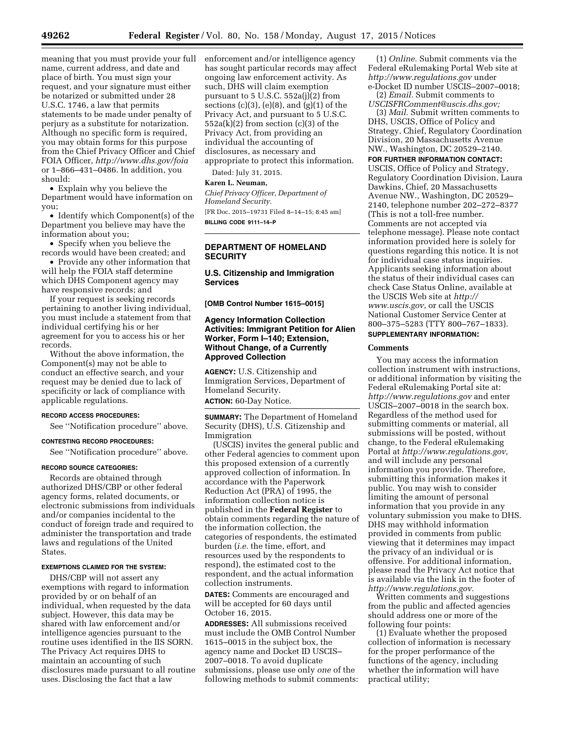meaning that you must provide your full name, current address, and date and place of birth. You must sign your request, and your signature must either be notarized or submitted under 28 U.S.C. 1746, a law that permits statements to be made under penalty of perjury as a substitute for notarization. Although no specific form is required, you may obtain forms for this purpose from the Chief Privacy Officer and Chief FOIA Officer, *http://www.dhs.gov/foia* or 1–866–431–0486. In addition, you should:

- Explain why you believe the Department would have information on you;
- Identify which Component(s) of the Department you believe may have the information about you;
- Specify when you believe the records would have been created; and
- Provide any other information that will help the FOIA staff determine which DHS Component agency may have responsive records; and

If your request is seeking records pertaining to another living individual, you must include a statement from that individual certifying his or her agreement for you to access his or her records.

Without the above information, the Component(s) may not be able to conduct an effective search, and your request may be denied due to lack of specificity or lack of compliance with applicable regulations.

**RECORD ACCESS PROCEDURES:**

See ''Notification procedure'' above.

**CONTESTING RECORD PROCEDURES:**

See ''Notification procedure'' above.

**RECORD SOURCE CATEGORIES:**

Records are obtained through authorized DHS/CBP or other federal agency forms, related documents, or electronic submissions from individuals and/or companies incidental to the conduct of foreign trade and required to administer the transportation and trade laws and regulations of the United States.

**EXEMPTIONS CLAIMED FOR THE SYSTEM:**

DHS/CBP will not assert any exemptions with regard to information provided by or on behalf of an individual, when requested by the data subject. However, this data may be shared with law enforcement and/or intelligence agencies pursuant to the routine uses identified in the IIS SORN. The Privacy Act requires DHS to maintain an accounting of such disclosures made pursuant to all routine uses. Disclosing the fact that a law enforcement and/or intelligence agency has sought particular records may affect ongoing law enforcement activity. As such, DHS will claim exemption pursuant to 5 U.S.C. 552a(j)(2) from sections (c)(3), (e)(8), and (g)(1) of the Privacy Act, and pursuant to 5 U.S.C. 552a(k)(2) from section (c)(3) of the Privacy Act, from providing an individual the accounting of disclosures, as necessary and appropriate to protect this information.

Dated: July 31, 2015.

**Karen L. Neuman,**

*Chief Privacy Officer, Department of Homeland Security.*

[FR Doc. 2015–19731 Filed 8–14–15; 8:45 am]

**BILLING CODE 9111–14–P**

## DEPARTMENT OF HOMELAND SECURITY

### U.S. Citizenship and Immigration Services

**[OMB Control Number 1615–0015]**

### Agency Information Collection Activities: Immigrant Petition for Alien Worker, Form I–140; Extension, Without Change, of a Currently Approved Collection

**AGENCY:** U.S. Citizenship and Immigration Services, Department of Homeland Security.

**ACTION:** 60-Day Notice.

**SUMMARY:** The Department of Homeland Security (DHS), U.S. Citizenship and Immigration

(USCIS) invites the general public and other Federal agencies to comment upon this proposed extension of a currently approved collection of information. In accordance with the Paperwork Reduction Act (PRA) of 1995, the information collection notice is published in the **Federal Register** to obtain comments regarding the nature of the information collection, the categories of respondents, the estimated burden (*i.e.* the time, effort, and resources used by the respondents to respond), the estimated cost to the respondent, and the actual information collection instruments.

**DATES:** Comments are encouraged and will be accepted for 60 days until October 16, 2015.

**ADDRESSES:** All submissions received must include the OMB Control Number 1615–0015 in the subject box, the agency name and Docket ID USCIS–2007–0018. To avoid duplicate submissions, please use only *one* of the following methods to submit comments:

(1) *Online.* Submit comments via the Federal eRulemaking Portal Web site at *http://www.regulations.gov* under e-Docket ID number USCIS–2007–0018;

(2) *Email.* Submit comments to *USCISFRComment@uscis.dhs.gov;*

(3) *Mail.* Submit written comments to DHS, USCIS, Office of Policy and Strategy, Chief, Regulatory Coordination Division, 20 Massachusetts Avenue NW., Washington, DC 20529–2140.

**FOR FURTHER INFORMATION CONTACT:** USCIS, Office of Policy and Strategy, Regulatory Coordination Division, Laura Dawkins, Chief, 20 Massachusetts Avenue NW., Washington, DC 20529–2140, telephone number 202–272–8377 (This is not a toll-free number. Comments are not accepted via telephone message). Please note contact information provided here is solely for questions regarding this notice. It is not for individual case status inquiries. Applicants seeking information about the status of their individual cases can check Case Status Online, available at the USCIS Web site at *http://www.uscis.gov,* or call the USCIS National Customer Service Center at 800–375–5283 (TTY 800–767–1833).

**SUPPLEMENTARY INFORMATION:**

**Comments**

You may access the information collection instrument with instructions, or additional information by visiting the Federal eRulemaking Portal site at: *http://www.regulations.gov* and enter USCIS–2007–0018 in the search box. Regardless of the method used for submitting comments or material, all submissions will be posted, without change, to the Federal eRulemaking Portal at *http://www.regulations.gov,* and will include any personal information you provide. Therefore, submitting this information makes it public. You may wish to consider limiting the amount of personal information that you provide in any voluntary submission you make to DHS. DHS may withhold information provided in comments from public viewing that it determines may impact the privacy of an individual or is offensive. For additional information, please read the Privacy Act notice that is available via the link in the footer of *http://www.regulations.gov.*

Written comments and suggestions from the public and affected agencies should address one or more of the following four points:

(1) Evaluate whether the proposed collection of information is necessary for the proper performance of the functions of the agency, including whether the information will have practical utility;